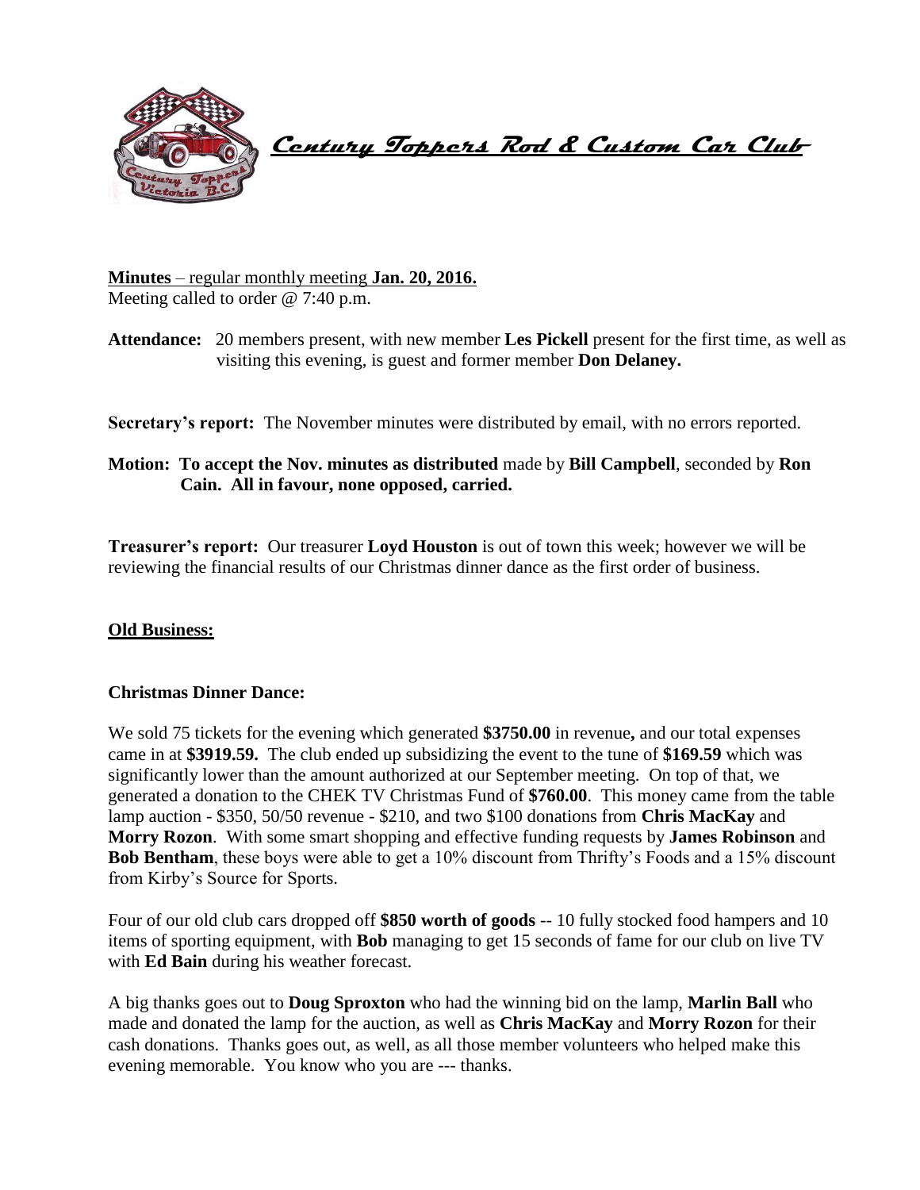# Century Toppers Rod & Custom Car Club

**Minutes** – regular monthly meeting **Jan. 20, 2016.**
Meeting called to order @ 7:40 p.m.

**Attendance:** 20 members present, with new member **Les Pickell** present for the first time, as well as visiting this evening, is guest and former member **Don Delaney.**

**Secretary's report:** The November minutes were distributed by email, with no errors reported.

**Motion: To accept the Nov. minutes as distributed** made by **Bill Campbell**, seconded by **Ron Cain. All in favour, none opposed, carried.**

**Treasurer's report:** Our treasurer **Loyd Houston** is out of town this week; however we will be reviewing the financial results of our Christmas dinner dance as the first order of business.

## Old Business:

### Christmas Dinner Dance:

We sold 75 tickets for the evening which generated **$3750.00** in revenue**,** and our total expenses came in at **$3919.59.** The club ended up subsidizing the event to the tune of **$169.59** which was significantly lower than the amount authorized at our September meeting. On top of that, we generated a donation to the CHEK TV Christmas Fund of **$760.00**. This money came from the table lamp auction - $350, 50/50 revenue - $210, and two $100 donations from **Chris MacKay** and **Morry Rozon**. With some smart shopping and effective funding requests by **James Robinson** and **Bob Bentham**, these boys were able to get a 10% discount from Thrifty's Foods and a 15% discount from Kirby's Source for Sports.

Four of our old club cars dropped off **$850 worth of goods** -- 10 fully stocked food hampers and 10 items of sporting equipment, with **Bob** managing to get 15 seconds of fame for our club on live TV with **Ed Bain** during his weather forecast.

A big thanks goes out to **Doug Sproxton** who had the winning bid on the lamp, **Marlin Ball** who made and donated the lamp for the auction, as well as **Chris MacKay** and **Morry Rozon** for their cash donations. Thanks goes out, as well, as all those member volunteers who helped make this evening memorable. You know who you are --- thanks.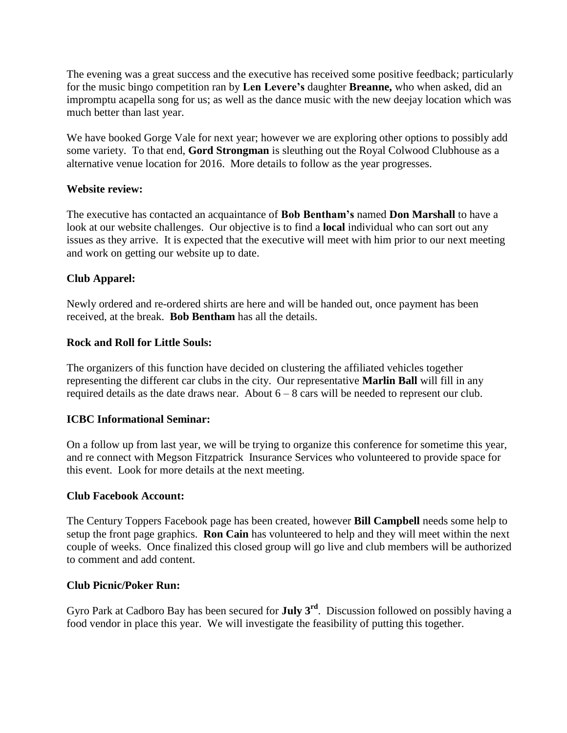The evening was a great success and the executive has received some positive feedback; particularly for the music bingo competition ran by **Len Levere's** daughter **Breanne,** who when asked, did an impromptu acapella song for us; as well as the dance music with the new deejay location which was much better than last year.

We have booked Gorge Vale for next year; however we are exploring other options to possibly add some variety. To that end, **Gord Strongman** is sleuthing out the Royal Colwood Clubhouse as a alternative venue location for 2016. More details to follow as the year progresses.

**Website review:**

The executive has contacted an acquaintance of **Bob Bentham's** named **Don Marshall** to have a look at our website challenges. Our objective is to find a **local** individual who can sort out any issues as they arrive. It is expected that the executive will meet with him prior to our next meeting and work on getting our website up to date.

**Club Apparel:**

Newly ordered and re-ordered shirts are here and will be handed out, once payment has been received, at the break. **Bob Bentham** has all the details.

**Rock and Roll for Little Souls:**

The organizers of this function have decided on clustering the affiliated vehicles together representing the different car clubs in the city. Our representative **Marlin Ball** will fill in any required details as the date draws near. About 6 – 8 cars will be needed to represent our club.

**ICBC Informational Seminar:**

On a follow up from last year, we will be trying to organize this conference for sometime this year, and re connect with Megson Fitzpatrick Insurance Services who volunteered to provide space for this event. Look for more details at the next meeting.

**Club Facebook Account:**

The Century Toppers Facebook page has been created, however **Bill Campbell** needs some help to setup the front page graphics. **Ron Cain** has volunteered to help and they will meet within the next couple of weeks. Once finalized this closed group will go live and club members will be authorized to comment and add content.

**Club Picnic/Poker Run:**

Gyro Park at Cadboro Bay has been secured for **July 3rd**. Discussion followed on possibly having a food vendor in place this year. We will investigate the feasibility of putting this together.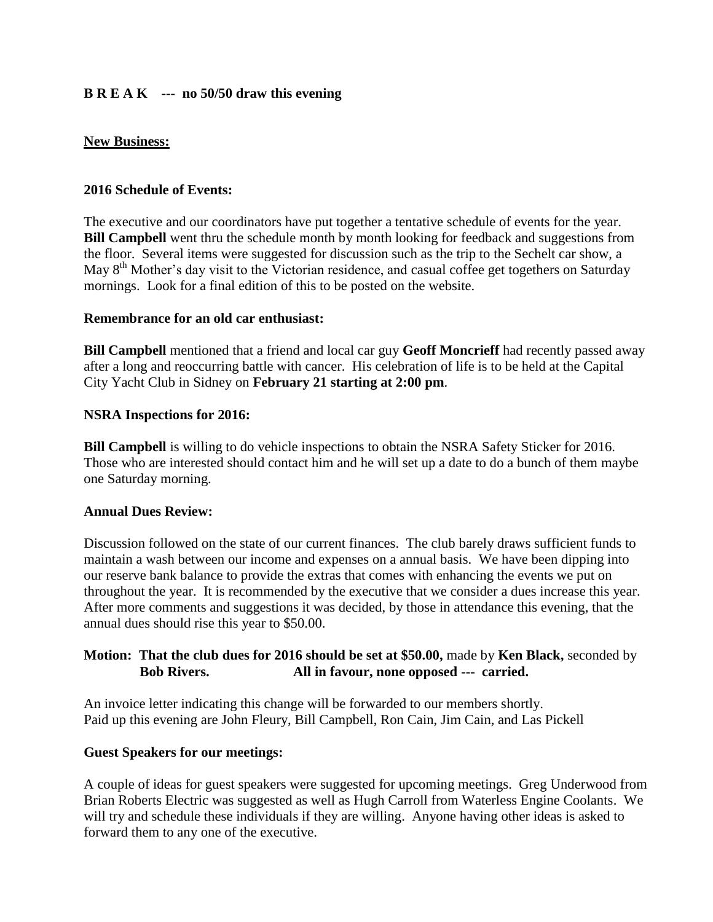**B R E A K --- no 50/50 draw this evening**

**New Business:**

**2016 Schedule of Events:**

The executive and our coordinators have put together a tentative schedule of events for the year. **Bill Campbell** went thru the schedule month by month looking for feedback and suggestions from the floor. Several items were suggested for discussion such as the trip to the Sechelt car show, a May 8th Mother's day visit to the Victorian residence, and casual coffee get togethers on Saturday mornings. Look for a final edition of this to be posted on the website.

**Remembrance for an old car enthusiast:**

**Bill Campbell** mentioned that a friend and local car guy **Geoff Moncrieff** had recently passed away after a long and reoccurring battle with cancer. His celebration of life is to be held at the Capital City Yacht Club in Sidney on **February 21 starting at 2:00 pm**.

**NSRA Inspections for 2016:**

**Bill Campbell** is willing to do vehicle inspections to obtain the NSRA Safety Sticker for 2016. Those who are interested should contact him and he will set up a date to do a bunch of them maybe one Saturday morning.

**Annual Dues Review:**

Discussion followed on the state of our current finances. The club barely draws sufficient funds to maintain a wash between our income and expenses on a annual basis. We have been dipping into our reserve bank balance to provide the extras that comes with enhancing the events we put on throughout the year. It is recommended by the executive that we consider a dues increase this year. After more comments and suggestions it was decided, by those in attendance this evening, that the annual dues should rise this year to $50.00.

**Motion: That the club dues for 2016 should be set at $50.00,** made by **Ken Black,** seconded by **Bob Rivers. All in favour, none opposed --- carried.**

An invoice letter indicating this change will be forwarded to our members shortly.
Paid up this evening are John Fleury, Bill Campbell, Ron Cain, Jim Cain, and Las Pickell

**Guest Speakers for our meetings:**

A couple of ideas for guest speakers were suggested for upcoming meetings. Greg Underwood from Brian Roberts Electric was suggested as well as Hugh Carroll from Waterless Engine Coolants. We will try and schedule these individuals if they are willing. Anyone having other ideas is asked to forward them to any one of the executive.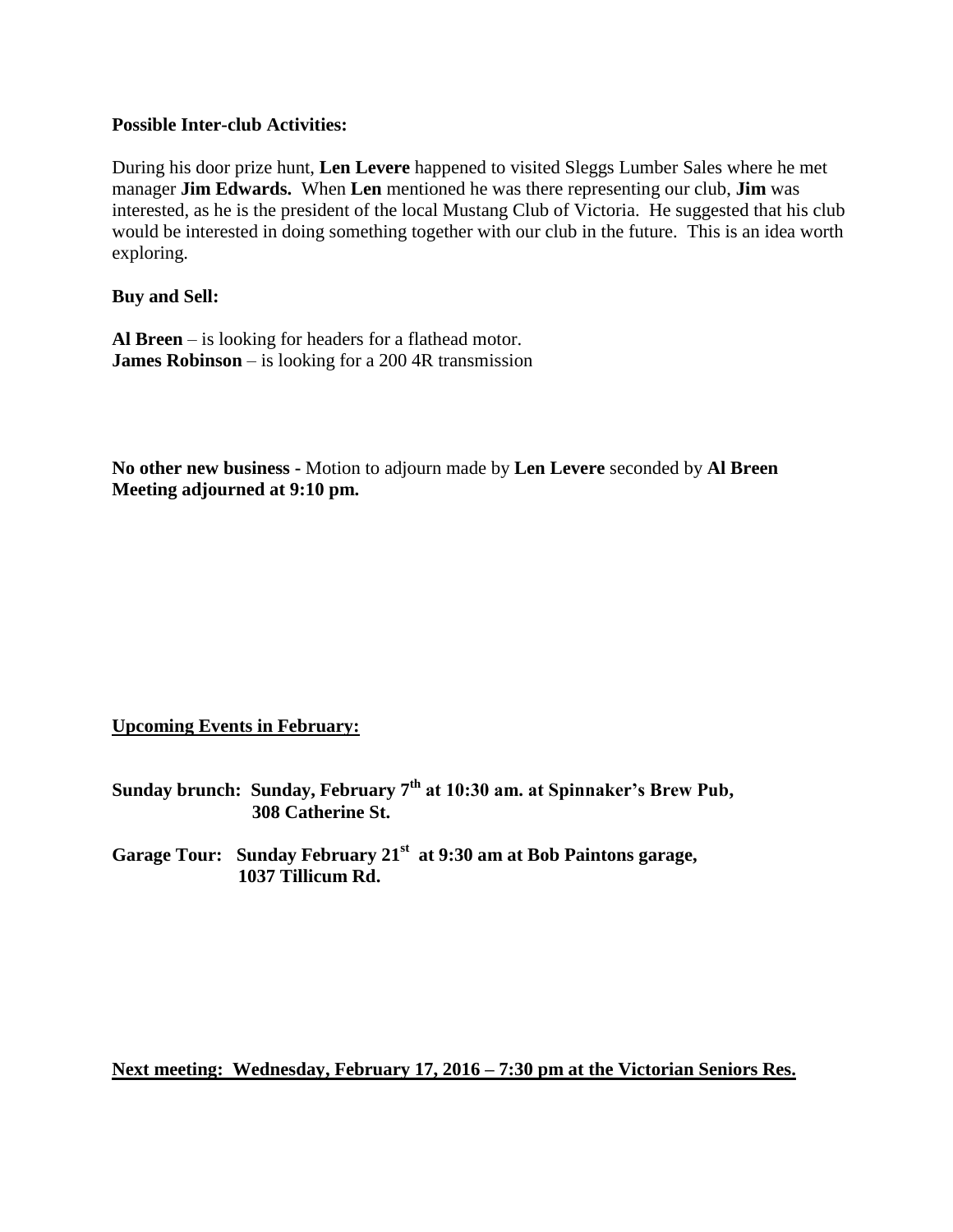**Possible Inter-club Activities:**

During his door prize hunt, **Len Levere** happened to visited Sleggs Lumber Sales where he met manager **Jim Edwards.** When **Len** mentioned he was there representing our club, **Jim** was interested, as he is the president of the local Mustang Club of Victoria. He suggested that his club would be interested in doing something together with our club in the future. This is an idea worth exploring.

**Buy and Sell:**

**Al Breen** – is looking for headers for a flathead motor.
**James Robinson** – is looking for a 200 4R transmission

**No other new business -** Motion to adjourn made by **Len Levere** seconded by **Al Breen**
**Meeting adjourned at 9:10 pm.**

**Upcoming Events in February:**

**Sunday brunch: Sunday, February 7th at 10:30 am. at Spinnaker's Brew Pub, 308 Catherine St.**

**Garage Tour: Sunday February 21st at 9:30 am at Bob Paintons garage, 1037 Tillicum Rd.**

**Next meeting: Wednesday, February 17, 2016 – 7:30 pm at the Victorian Seniors Res.**